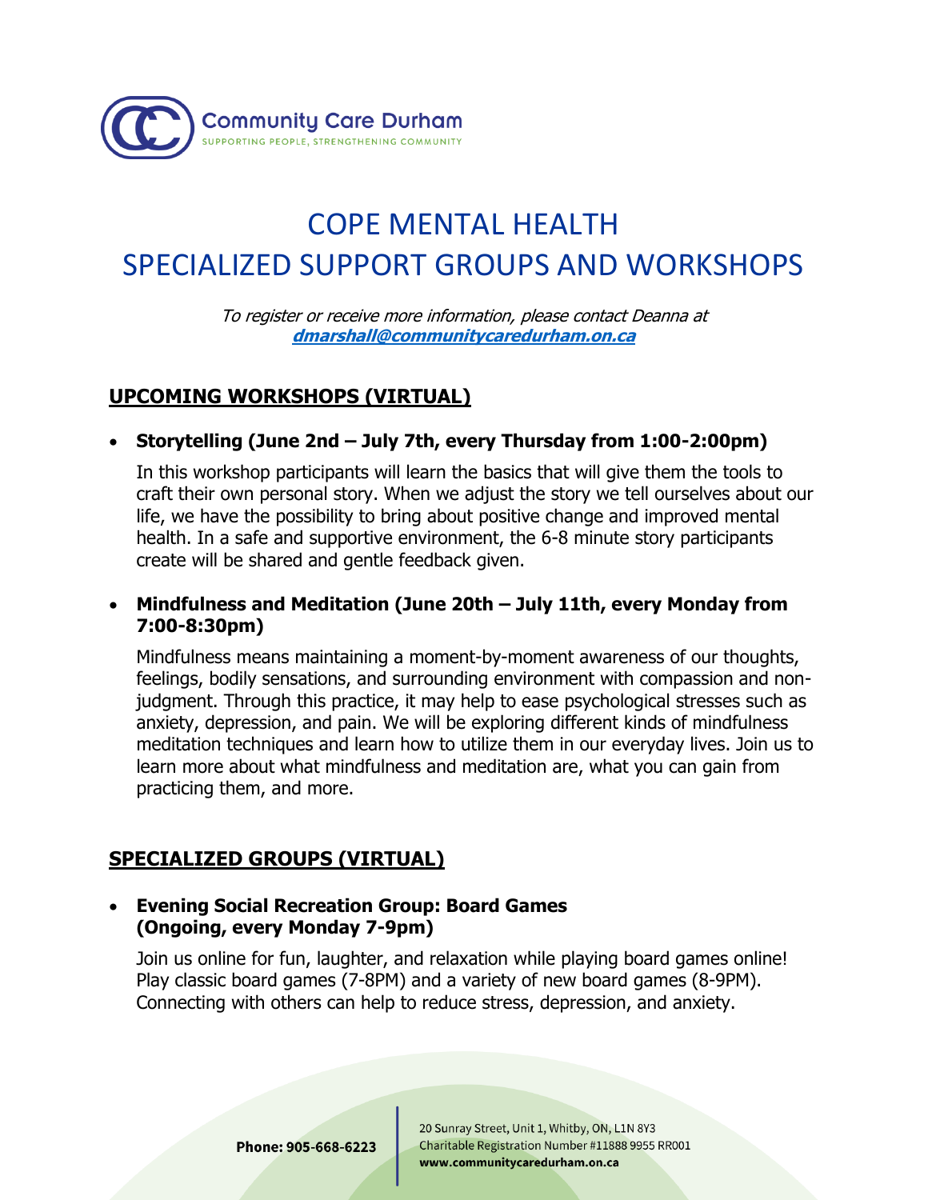Community Care Durham

SUPPORTING PEOPLE, STRENGTHENING COMMUNITY

# COPE MENTAL HEALTH
# SPECIALIZED SUPPORT GROUPS AND WORKSHOPS

*To register or receive more information, please contact Deanna at* ***dmarshall@communitycaredurham.on.ca***

## UPCOMING WORKSHOPS (VIRTUAL)

- **Storytelling (June 2nd – July 7th, every Thursday from 1:00-2:00pm)**

  In this workshop participants will learn the basics that will give them the tools to craft their own personal story. When we adjust the story we tell ourselves about our life, we have the possibility to bring about positive change and improved mental health. In a safe and supportive environment, the 6-8 minute story participants create will be shared and gentle feedback given.

- **Mindfulness and Meditation (June 20th – July 11th, every Monday from 7:00-8:30pm)**

  Mindfulness means maintaining a moment-by-moment awareness of our thoughts, feelings, bodily sensations, and surrounding environment with compassion and non-judgment. Through this practice, it may help to ease psychological stresses such as anxiety, depression, and pain. We will be exploring different kinds of mindfulness meditation techniques and learn how to utilize them in our everyday lives. Join us to learn more about what mindfulness and meditation are, what you can gain from practicing them, and more.

## SPECIALIZED GROUPS (VIRTUAL)

- **Evening Social Recreation Group: Board Games (Ongoing, every Monday 7-9pm)**

  Join us online for fun, laughter, and relaxation while playing board games online! Play classic board games (7-8PM) and a variety of new board games (8-9PM). Connecting with others can help to reduce stress, depression, and anxiety.

**Phone: 905-668-6223**

20 Sunray Street, Unit 1, Whitby, ON, L1N 8Y3
Charitable Registration Number #11888 9955 RR001
**www.communitycaredurham.on.ca**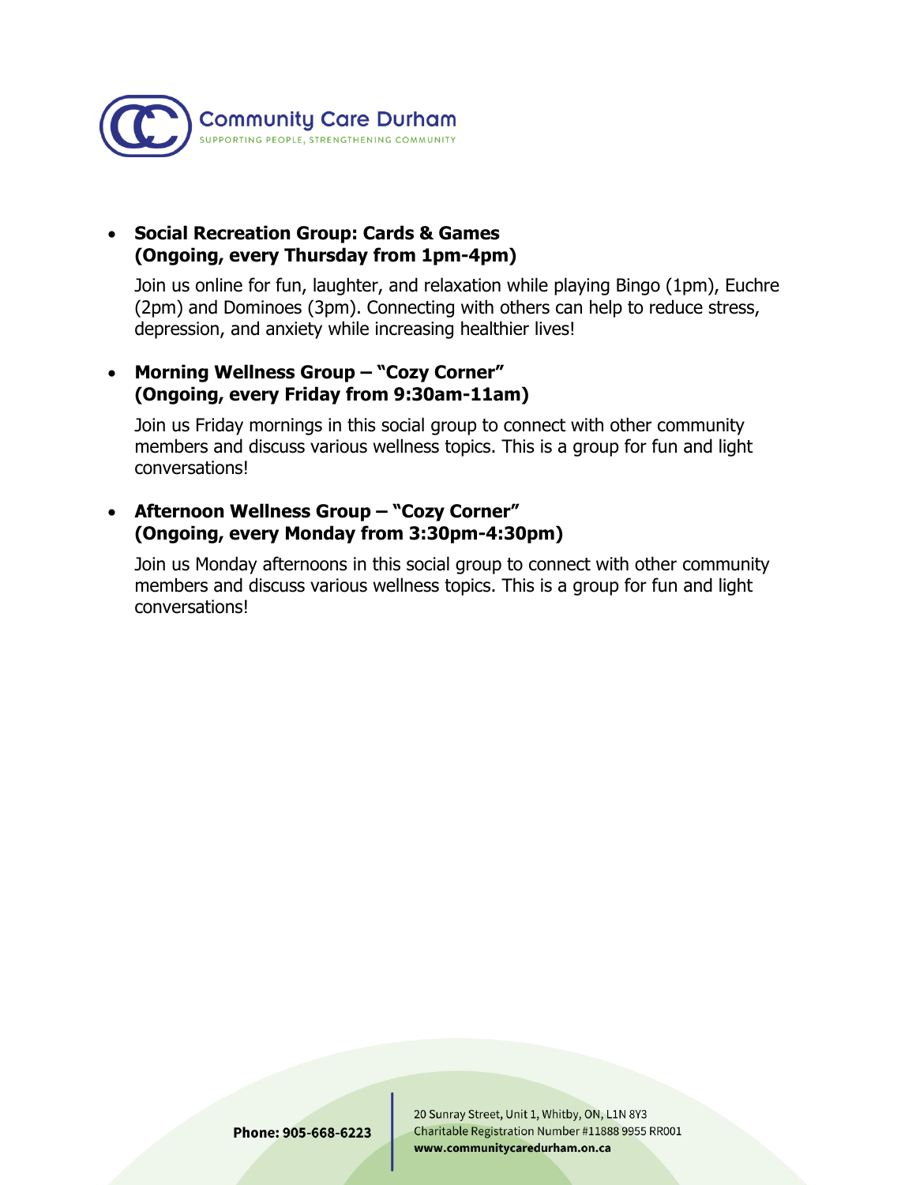- **Social Recreation Group: Cards & Games (Ongoing, every Thursday from 1pm-4pm)**

  Join us online for fun, laughter, and relaxation while playing Bingo (1pm), Euchre (2pm) and Dominoes (3pm). Connecting with others can help to reduce stress, depression, and anxiety while increasing healthier lives!

- **Morning Wellness Group – "Cozy Corner" (Ongoing, every Friday from 9:30am-11am)**

  Join us Friday mornings in this social group to connect with other community members and discuss various wellness topics. This is a group for fun and light conversations!

- **Afternoon Wellness Group – "Cozy Corner" (Ongoing, every Monday from 3:30pm-4:30pm)**

  Join us Monday afternoons in this social group to connect with other community members and discuss various wellness topics. This is a group for fun and light conversations!